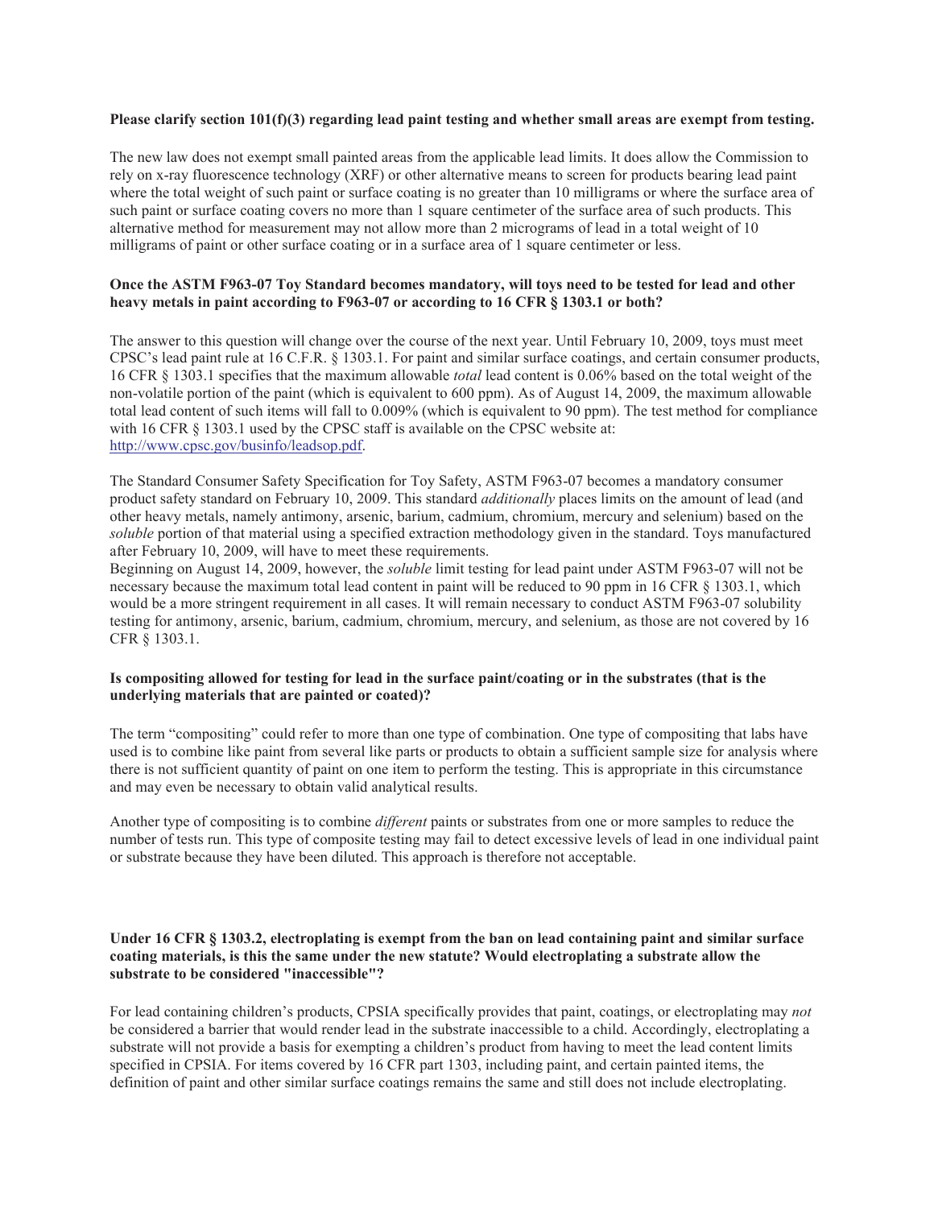**Please clarify section 101(f)(3) regarding lead paint testing and whether small areas are exempt from testing.**

The new law does not exempt small painted areas from the applicable lead limits. It does allow the Commission to rely on x-ray fluorescence technology (XRF) or other alternative means to screen for products bearing lead paint where the total weight of such paint or surface coating is no greater than 10 milligrams or where the surface area of such paint or surface coating covers no more than 1 square centimeter of the surface area of such products. This alternative method for measurement may not allow more than 2 micrograms of lead in a total weight of 10 milligrams of paint or other surface coating or in a surface area of 1 square centimeter or less.

**Once the ASTM F963-07 Toy Standard becomes mandatory, will toys need to be tested for lead and other heavy metals in paint according to F963-07 or according to 16 CFR § 1303.1 or both?**

The answer to this question will change over the course of the next year. Until February 10, 2009, toys must meet CPSC's lead paint rule at 16 C.F.R. § 1303.1. For paint and similar surface coatings, and certain consumer products, 16 CFR § 1303.1 specifies that the maximum allowable *total* lead content is 0.06% based on the total weight of the non-volatile portion of the paint (which is equivalent to 600 ppm). As of August 14, 2009, the maximum allowable total lead content of such items will fall to 0.009% (which is equivalent to 90 ppm). The test method for compliance with 16 CFR § 1303.1 used by the CPSC staff is available on the CPSC website at: http://www.cpsc.gov/businfo/leadsop.pdf.

The Standard Consumer Safety Specification for Toy Safety, ASTM F963-07 becomes a mandatory consumer product safety standard on February 10, 2009. This standard *additionally* places limits on the amount of lead (and other heavy metals, namely antimony, arsenic, barium, cadmium, chromium, mercury and selenium) based on the *soluble* portion of that material using a specified extraction methodology given in the standard. Toys manufactured after February 10, 2009, will have to meet these requirements.

Beginning on August 14, 2009, however, the *soluble* limit testing for lead paint under ASTM F963-07 will not be necessary because the maximum total lead content in paint will be reduced to 90 ppm in 16 CFR § 1303.1, which would be a more stringent requirement in all cases. It will remain necessary to conduct ASTM F963-07 solubility testing for antimony, arsenic, barium, cadmium, chromium, mercury, and selenium, as those are not covered by 16 CFR § 1303.1.

**Is compositing allowed for testing for lead in the surface paint/coating or in the substrates (that is the underlying materials that are painted or coated)?**

The term "compositing" could refer to more than one type of combination. One type of compositing that labs have used is to combine like paint from several like parts or products to obtain a sufficient sample size for analysis where there is not sufficient quantity of paint on one item to perform the testing. This is appropriate in this circumstance and may even be necessary to obtain valid analytical results.

Another type of compositing is to combine *different* paints or substrates from one or more samples to reduce the number of tests run. This type of composite testing may fail to detect excessive levels of lead in one individual paint or substrate because they have been diluted. This approach is therefore not acceptable.

**Under 16 CFR § 1303.2, electroplating is exempt from the ban on lead containing paint and similar surface coating materials, is this the same under the new statute? Would electroplating a substrate allow the substrate to be considered "inaccessible"?**

For lead containing children's products, CPSIA specifically provides that paint, coatings, or electroplating may *not* be considered a barrier that would render lead in the substrate inaccessible to a child. Accordingly, electroplating a substrate will not provide a basis for exempting a children's product from having to meet the lead content limits specified in CPSIA. For items covered by 16 CFR part 1303, including paint, and certain painted items, the definition of paint and other similar surface coatings remains the same and still does not include electroplating.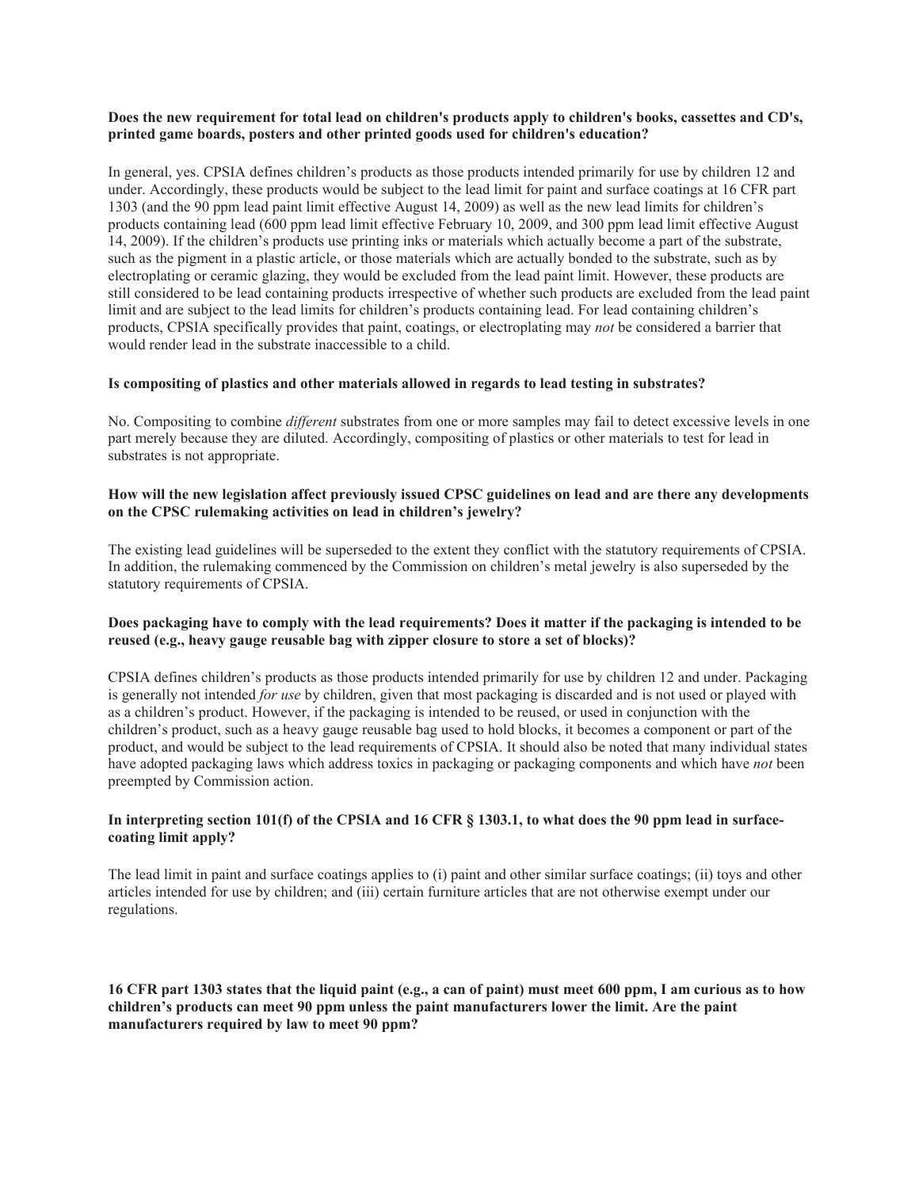**Does the new requirement for total lead on children's products apply to children's books, cassettes and CD's, printed game boards, posters and other printed goods used for children's education?**

In general, yes. CPSIA defines children's products as those products intended primarily for use by children 12 and under. Accordingly, these products would be subject to the lead limit for paint and surface coatings at 16 CFR part 1303 (and the 90 ppm lead paint limit effective August 14, 2009) as well as the new lead limits for children's products containing lead (600 ppm lead limit effective February 10, 2009, and 300 ppm lead limit effective August 14, 2009). If the children's products use printing inks or materials which actually become a part of the substrate, such as the pigment in a plastic article, or those materials which are actually bonded to the substrate, such as by electroplating or ceramic glazing, they would be excluded from the lead paint limit. However, these products are still considered to be lead containing products irrespective of whether such products are excluded from the lead paint limit and are subject to the lead limits for children's products containing lead. For lead containing children's products, CPSIA specifically provides that paint, coatings, or electroplating may *not* be considered a barrier that would render lead in the substrate inaccessible to a child.

**Is compositing of plastics and other materials allowed in regards to lead testing in substrates?**

No. Compositing to combine *different* substrates from one or more samples may fail to detect excessive levels in one part merely because they are diluted. Accordingly, compositing of plastics or other materials to test for lead in substrates is not appropriate.

**How will the new legislation affect previously issued CPSC guidelines on lead and are there any developments on the CPSC rulemaking activities on lead in children's jewelry?**

The existing lead guidelines will be superseded to the extent they conflict with the statutory requirements of CPSIA. In addition, the rulemaking commenced by the Commission on children's metal jewelry is also superseded by the statutory requirements of CPSIA.

**Does packaging have to comply with the lead requirements? Does it matter if the packaging is intended to be reused (e.g., heavy gauge reusable bag with zipper closure to store a set of blocks)?**

CPSIA defines children's products as those products intended primarily for use by children 12 and under. Packaging is generally not intended *for use* by children, given that most packaging is discarded and is not used or played with as a children's product. However, if the packaging is intended to be reused, or used in conjunction with the children's product, such as a heavy gauge reusable bag used to hold blocks, it becomes a component or part of the product, and would be subject to the lead requirements of CPSIA. It should also be noted that many individual states have adopted packaging laws which address toxics in packaging or packaging components and which have *not* been preempted by Commission action.

**In interpreting section 101(f) of the CPSIA and 16 CFR § 1303.1, to what does the 90 ppm lead in surface-coating limit apply?**

The lead limit in paint and surface coatings applies to (i) paint and other similar surface coatings; (ii) toys and other articles intended for use by children; and (iii) certain furniture articles that are not otherwise exempt under our regulations.

**16 CFR part 1303 states that the liquid paint (e.g., a can of paint) must meet 600 ppm, I am curious as to how children's products can meet 90 ppm unless the paint manufacturers lower the limit. Are the paint manufacturers required by law to meet 90 ppm?**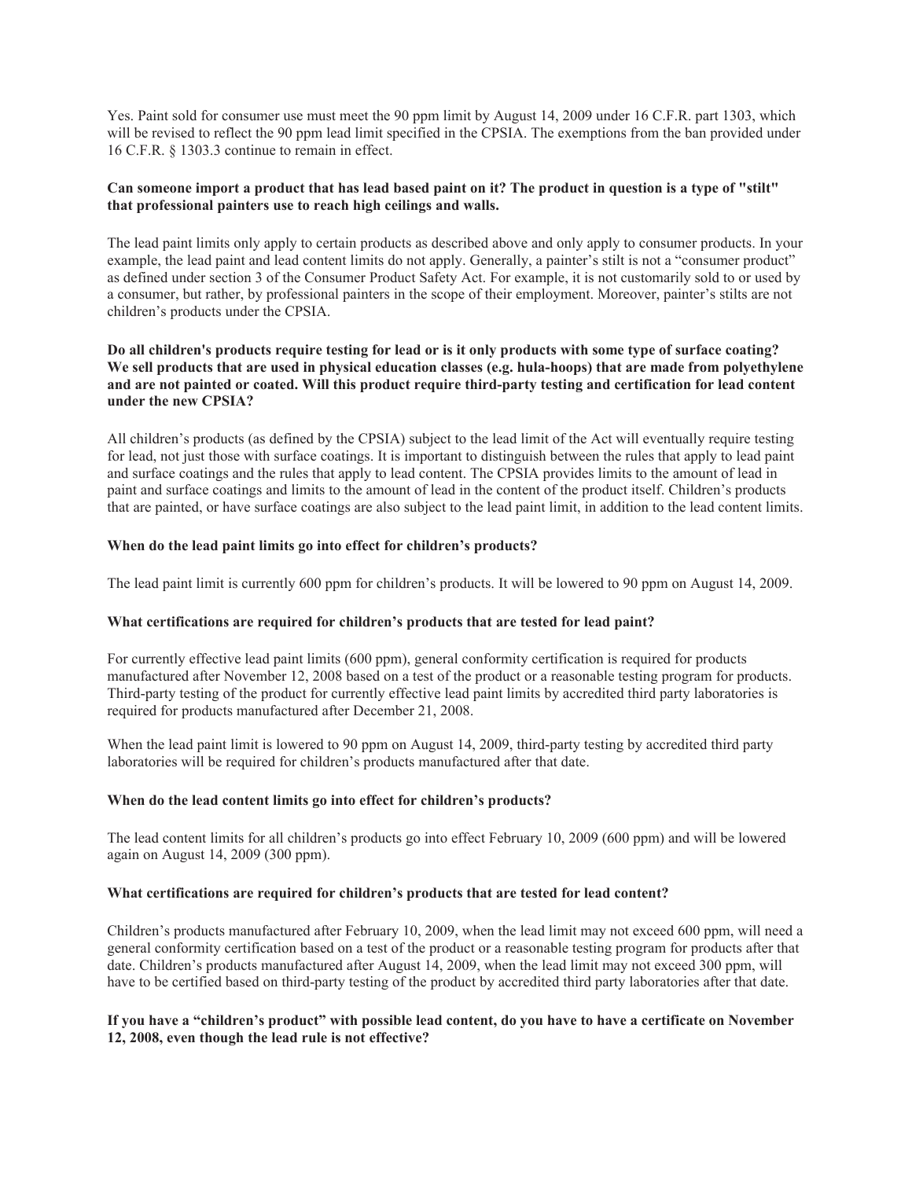Yes. Paint sold for consumer use must meet the 90 ppm limit by August 14, 2009 under 16 C.F.R. part 1303, which will be revised to reflect the 90 ppm lead limit specified in the CPSIA. The exemptions from the ban provided under 16 C.F.R. § 1303.3 continue to remain in effect.

**Can someone import a product that has lead based paint on it? The product in question is a type of "stilt" that professional painters use to reach high ceilings and walls.**

The lead paint limits only apply to certain products as described above and only apply to consumer products. In your example, the lead paint and lead content limits do not apply. Generally, a painter's stilt is not a "consumer product" as defined under section 3 of the Consumer Product Safety Act. For example, it is not customarily sold to or used by a consumer, but rather, by professional painters in the scope of their employment. Moreover, painter's stilts are not children's products under the CPSIA.

**Do all children's products require testing for lead or is it only products with some type of surface coating? We sell products that are used in physical education classes (e.g. hula-hoops) that are made from polyethylene and are not painted or coated. Will this product require third-party testing and certification for lead content under the new CPSIA?**

All children's products (as defined by the CPSIA) subject to the lead limit of the Act will eventually require testing for lead, not just those with surface coatings. It is important to distinguish between the rules that apply to lead paint and surface coatings and the rules that apply to lead content. The CPSIA provides limits to the amount of lead in paint and surface coatings and limits to the amount of lead in the content of the product itself. Children's products that are painted, or have surface coatings are also subject to the lead paint limit, in addition to the lead content limits.

**When do the lead paint limits go into effect for children's products?**

The lead paint limit is currently 600 ppm for children's products. It will be lowered to 90 ppm on August 14, 2009.

**What certifications are required for children's products that are tested for lead paint?**

For currently effective lead paint limits (600 ppm), general conformity certification is required for products manufactured after November 12, 2008 based on a test of the product or a reasonable testing program for products. Third-party testing of the product for currently effective lead paint limits by accredited third party laboratories is required for products manufactured after December 21, 2008.

When the lead paint limit is lowered to 90 ppm on August 14, 2009, third-party testing by accredited third party laboratories will be required for children's products manufactured after that date.

**When do the lead content limits go into effect for children's products?**

The lead content limits for all children's products go into effect February 10, 2009 (600 ppm) and will be lowered again on August 14, 2009 (300 ppm).

**What certifications are required for children's products that are tested for lead content?**

Children's products manufactured after February 10, 2009, when the lead limit may not exceed 600 ppm, will need a general conformity certification based on a test of the product or a reasonable testing program for products after that date. Children's products manufactured after August 14, 2009, when the lead limit may not exceed 300 ppm, will have to be certified based on third-party testing of the product by accredited third party laboratories after that date.

**If you have a "children's product" with possible lead content, do you have to have a certificate on November 12, 2008, even though the lead rule is not effective?**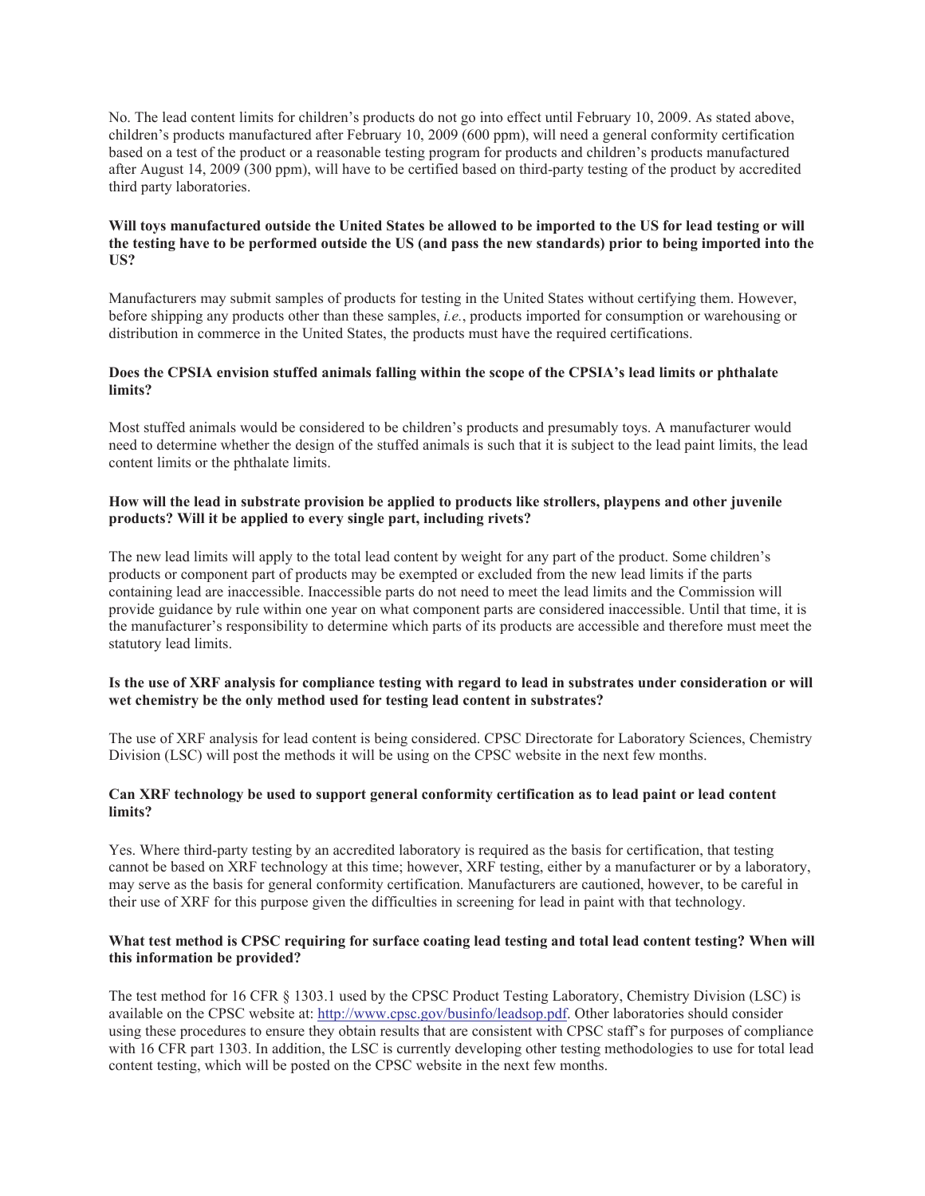No. The lead content limits for children's products do not go into effect until February 10, 2009. As stated above, children's products manufactured after February 10, 2009 (600 ppm), will need a general conformity certification based on a test of the product or a reasonable testing program for products and children's products manufactured after August 14, 2009 (300 ppm), will have to be certified based on third-party testing of the product by accredited third party laboratories.

**Will toys manufactured outside the United States be allowed to be imported to the US for lead testing or will the testing have to be performed outside the US (and pass the new standards) prior to being imported into the US?**

Manufacturers may submit samples of products for testing in the United States without certifying them. However, before shipping any products other than these samples, *i.e.*, products imported for consumption or warehousing or distribution in commerce in the United States, the products must have the required certifications.

**Does the CPSIA envision stuffed animals falling within the scope of the CPSIA's lead limits or phthalate limits?**

Most stuffed animals would be considered to be children's products and presumably toys. A manufacturer would need to determine whether the design of the stuffed animals is such that it is subject to the lead paint limits, the lead content limits or the phthalate limits.

**How will the lead in substrate provision be applied to products like strollers, playpens and other juvenile products? Will it be applied to every single part, including rivets?**

The new lead limits will apply to the total lead content by weight for any part of the product. Some children's products or component part of products may be exempted or excluded from the new lead limits if the parts containing lead are inaccessible. Inaccessible parts do not need to meet the lead limits and the Commission will provide guidance by rule within one year on what component parts are considered inaccessible. Until that time, it is the manufacturer's responsibility to determine which parts of its products are accessible and therefore must meet the statutory lead limits.

**Is the use of XRF analysis for compliance testing with regard to lead in substrates under consideration or will wet chemistry be the only method used for testing lead content in substrates?**

The use of XRF analysis for lead content is being considered. CPSC Directorate for Laboratory Sciences, Chemistry Division (LSC) will post the methods it will be using on the CPSC website in the next few months.

**Can XRF technology be used to support general conformity certification as to lead paint or lead content limits?**

Yes. Where third-party testing by an accredited laboratory is required as the basis for certification, that testing cannot be based on XRF technology at this time; however, XRF testing, either by a manufacturer or by a laboratory, may serve as the basis for general conformity certification. Manufacturers are cautioned, however, to be careful in their use of XRF for this purpose given the difficulties in screening for lead in paint with that technology.

**What test method is CPSC requiring for surface coating lead testing and total lead content testing? When will this information be provided?**

The test method for 16 CFR § 1303.1 used by the CPSC Product Testing Laboratory, Chemistry Division (LSC) is available on the CPSC website at: http://www.cpsc.gov/businfo/leadsop.pdf. Other laboratories should consider using these procedures to ensure they obtain results that are consistent with CPSC staff's for purposes of compliance with 16 CFR part 1303. In addition, the LSC is currently developing other testing methodologies to use for total lead content testing, which will be posted on the CPSC website in the next few months.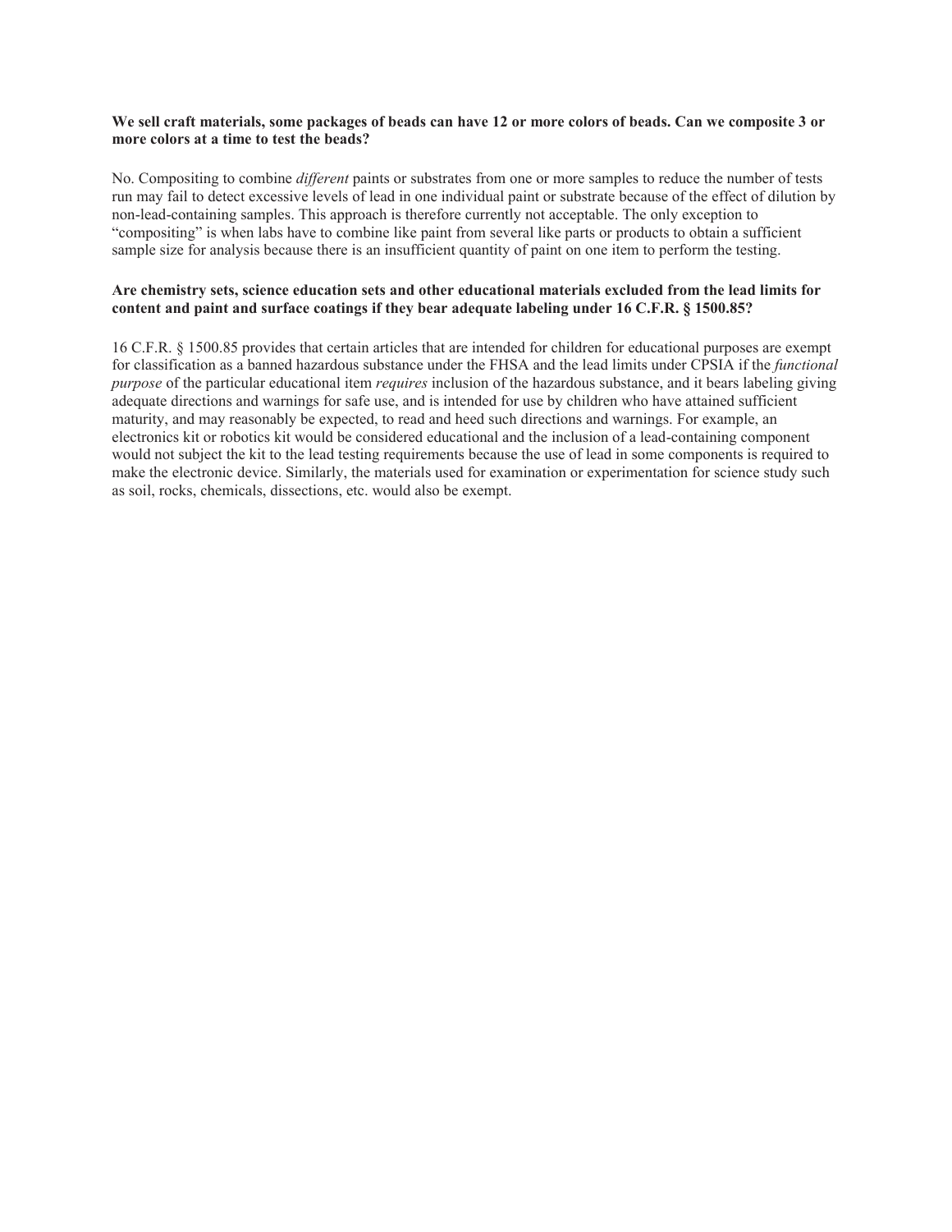**We sell craft materials, some packages of beads can have 12 or more colors of beads. Can we composite 3 or more colors at a time to test the beads?**

No. Compositing to combine *different* paints or substrates from one or more samples to reduce the number of tests run may fail to detect excessive levels of lead in one individual paint or substrate because of the effect of dilution by non-lead-containing samples. This approach is therefore currently not acceptable. The only exception to "compositing" is when labs have to combine like paint from several like parts or products to obtain a sufficient sample size for analysis because there is an insufficient quantity of paint on one item to perform the testing.

**Are chemistry sets, science education sets and other educational materials excluded from the lead limits for content and paint and surface coatings if they bear adequate labeling under 16 C.F.R. § 1500.85?**

16 C.F.R. § 1500.85 provides that certain articles that are intended for children for educational purposes are exempt for classification as a banned hazardous substance under the FHSA and the lead limits under CPSIA if the *functional purpose* of the particular educational item *requires* inclusion of the hazardous substance, and it bears labeling giving adequate directions and warnings for safe use, and is intended for use by children who have attained sufficient maturity, and may reasonably be expected, to read and heed such directions and warnings. For example, an electronics kit or robotics kit would be considered educational and the inclusion of a lead-containing component would not subject the kit to the lead testing requirements because the use of lead in some components is required to make the electronic device. Similarly, the materials used for examination or experimentation for science study such as soil, rocks, chemicals, dissections, etc. would also be exempt.